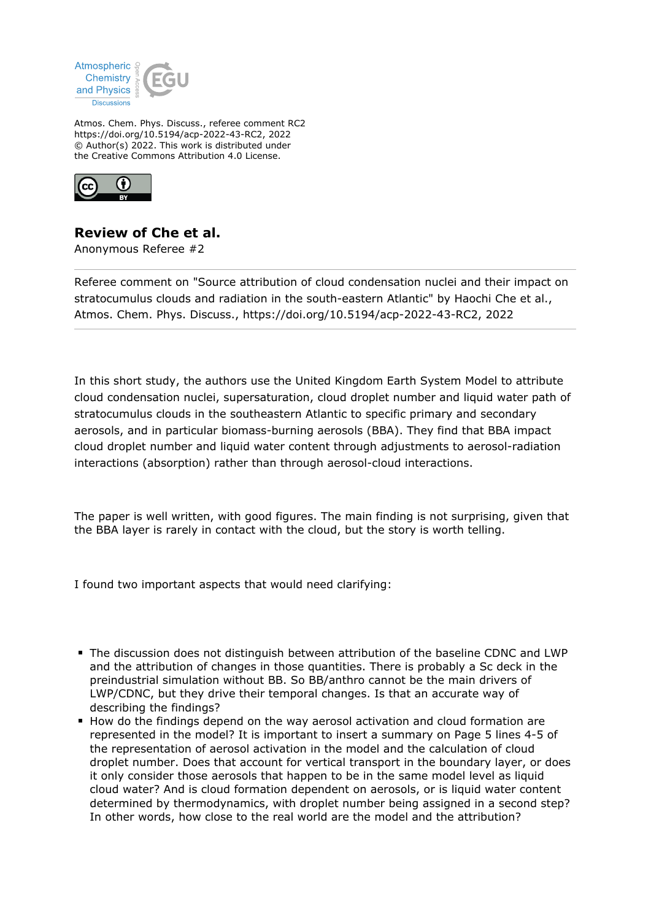Atmos. Chem. Phys. Discuss., referee comment RC2
https://doi.org/10.5194/acp-2022-43-RC2, 2022
© Author(s) 2022. This work is distributed under
the Creative Commons Attribution 4.0 License.

# Review of Che et al.

Anonymous Referee #2

Referee comment on "Source attribution of cloud condensation nuclei and their impact on stratocumulus clouds and radiation in the south-eastern Atlantic" by Haochi Che et al., Atmos. Chem. Phys. Discuss., https://doi.org/10.5194/acp-2022-43-RC2, 2022

---

In this short study, the authors use the United Kingdom Earth System Model to attribute cloud condensation nuclei, supersaturation, cloud droplet number and liquid water path of stratocumulus clouds in the southeastern Atlantic to specific primary and secondary aerosols, and in particular biomass-burning aerosols (BBA). They find that BBA impact cloud droplet number and liquid water content through adjustments to aerosol-radiation interactions (absorption) rather than through aerosol-cloud interactions.

The paper is well written, with good figures. The main finding is not surprising, given that the BBA layer is rarely in contact with the cloud, but the story is worth telling.

I found two important aspects that would need clarifying:

- The discussion does not distinguish between attribution of the baseline CDNC and LWP and the attribution of changes in those quantities. There is probably a Sc deck in the preindustrial simulation without BB. So BB/anthro cannot be the main drivers of LWP/CDNC, but they drive their temporal changes. Is that an accurate way of describing the findings?
- How do the findings depend on the way aerosol activation and cloud formation are represented in the model? It is important to insert a summary on Page 5 lines 4-5 of the representation of aerosol activation in the model and the calculation of cloud droplet number. Does that account for vertical transport in the boundary layer, or does it only consider those aerosols that happen to be in the same model level as liquid cloud water? And is cloud formation dependent on aerosols, or is liquid water content determined by thermodynamics, with droplet number being assigned in a second step? In other words, how close to the real world are the model and the attribution?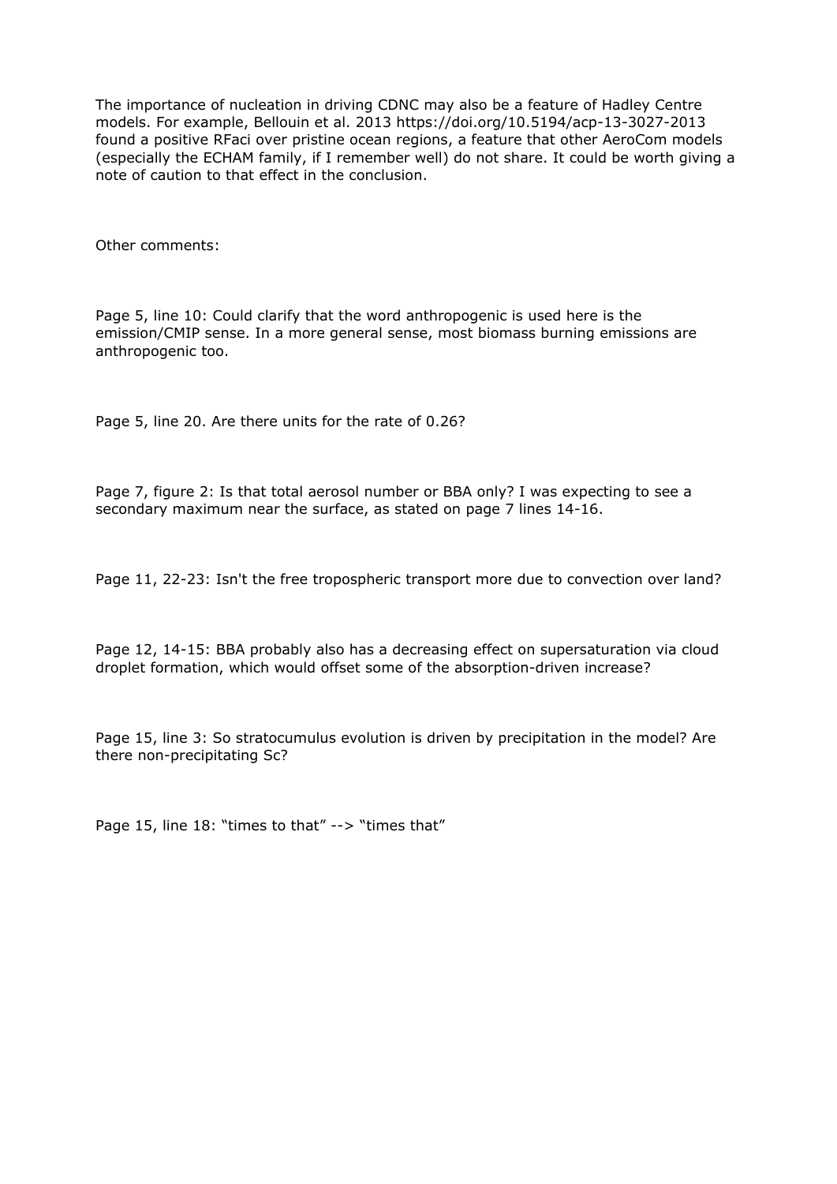The importance of nucleation in driving CDNC may also be a feature of Hadley Centre models. For example, Bellouin et al. 2013 https://doi.org/10.5194/acp-13-3027-2013 found a positive RFaci over pristine ocean regions, a feature that other AeroCom models (especially the ECHAM family, if I remember well) do not share. It could be worth giving a note of caution to that effect in the conclusion.

Other comments:

Page 5, line 10: Could clarify that the word anthropogenic is used here is the emission/CMIP sense. In a more general sense, most biomass burning emissions are anthropogenic too.

Page 5, line 20. Are there units for the rate of 0.26?

Page 7, figure 2: Is that total aerosol number or BBA only? I was expecting to see a secondary maximum near the surface, as stated on page 7 lines 14-16.

Page 11, 22-23: Isn't the free tropospheric transport more due to convection over land?

Page 12, 14-15: BBA probably also has a decreasing effect on supersaturation via cloud droplet formation, which would offset some of the absorption-driven increase?

Page 15, line 3: So stratocumulus evolution is driven by precipitation in the model? Are there non-precipitating Sc?

Page 15, line 18: "times to that" --> "times that"